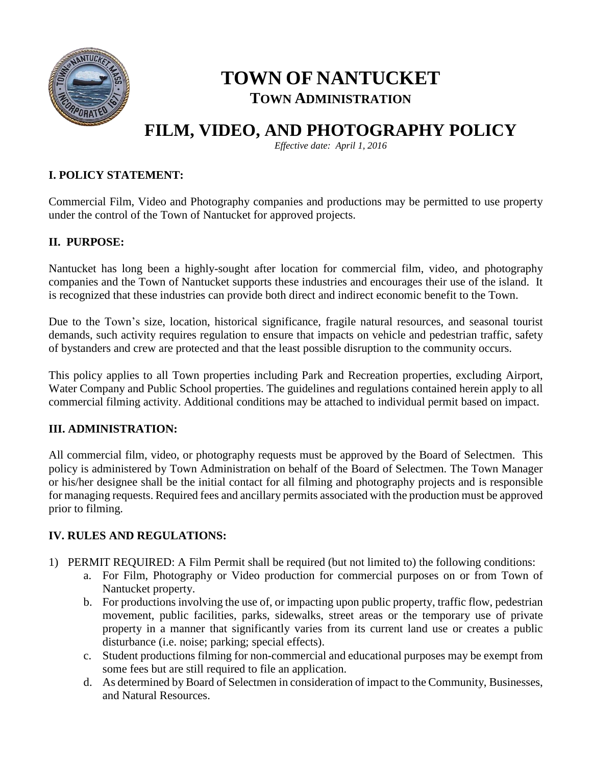# TOWN OF NANTUCKET

## TOWN ADMINISTRATION

# FILM, VIDEO, AND PHOTOGRAPHY POLICY

*Effective date: April 1, 2016*

## I. POLICY STATEMENT:

Commercial Film, Video and Photography companies and productions may be permitted to use property under the control of the Town of Nantucket for approved projects.

## II. PURPOSE:

Nantucket has long been a highly-sought after location for commercial film, video, and photography companies and the Town of Nantucket supports these industries and encourages their use of the island. It is recognized that these industries can provide both direct and indirect economic benefit to the Town.

Due to the Town's size, location, historical significance, fragile natural resources, and seasonal tourist demands, such activity requires regulation to ensure that impacts on vehicle and pedestrian traffic, safety of bystanders and crew are protected and that the least possible disruption to the community occurs.

This policy applies to all Town properties including Park and Recreation properties, excluding Airport, Water Company and Public School properties. The guidelines and regulations contained herein apply to all commercial filming activity. Additional conditions may be attached to individual permit based on impact.

## III. ADMINISTRATION:

All commercial film, video, or photography requests must be approved by the Board of Selectmen. This policy is administered by Town Administration on behalf of the Board of Selectmen. The Town Manager or his/her designee shall be the initial contact for all filming and photography projects and is responsible for managing requests. Required fees and ancillary permits associated with the production must be approved prior to filming.

## IV. RULES AND REGULATIONS:

1) PERMIT REQUIRED: A Film Permit shall be required (but not limited to) the following conditions:
   a. For Film, Photography or Video production for commercial purposes on or from Town of Nantucket property.
   b. For productions involving the use of, or impacting upon public property, traffic flow, pedestrian movement, public facilities, parks, sidewalks, street areas or the temporary use of private property in a manner that significantly varies from its current land use or creates a public disturbance (i.e. noise; parking; special effects).
   c. Student productions filming for non-commercial and educational purposes may be exempt from some fees but are still required to file an application.
   d. As determined by Board of Selectmen in consideration of impact to the Community, Businesses, and Natural Resources.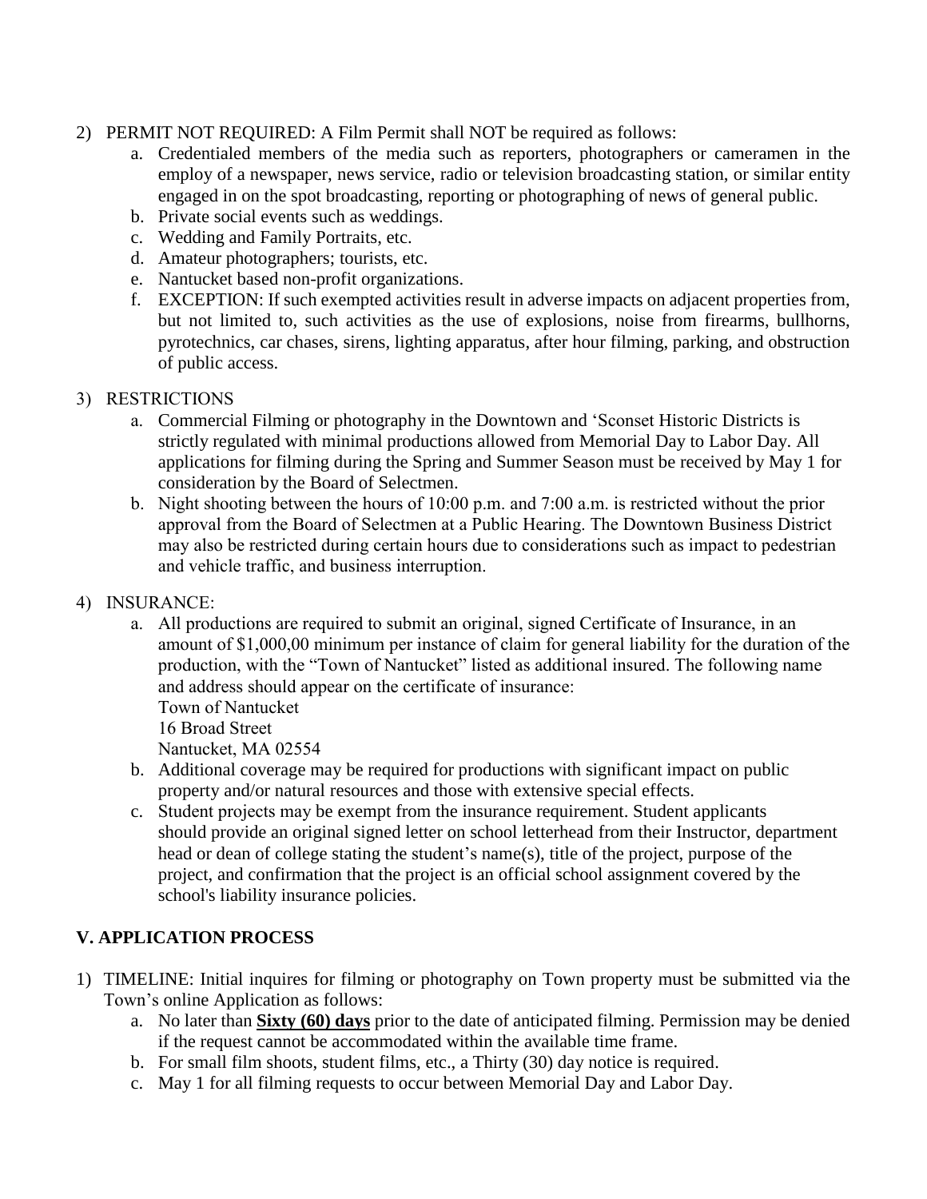2) PERMIT NOT REQUIRED: A Film Permit shall NOT be required as follows:
   a. Credentialed members of the media such as reporters, photographers or cameramen in the employ of a newspaper, news service, radio or television broadcasting station, or similar entity engaged in on the spot broadcasting, reporting or photographing of news of general public.
   b. Private social events such as weddings.
   c. Wedding and Family Portraits, etc.
   d. Amateur photographers; tourists, etc.
   e. Nantucket based non-profit organizations.
   f. EXCEPTION: If such exempted activities result in adverse impacts on adjacent properties from, but not limited to, such activities as the use of explosions, noise from firearms, bullhorns, pyrotechnics, car chases, sirens, lighting apparatus, after hour filming, parking, and obstruction of public access.

3) RESTRICTIONS
   a. Commercial Filming or photography in the Downtown and 'Sconset Historic Districts is strictly regulated with minimal productions allowed from Memorial Day to Labor Day. All applications for filming during the Spring and Summer Season must be received by May 1 for consideration by the Board of Selectmen.
   b. Night shooting between the hours of 10:00 p.m. and 7:00 a.m. is restricted without the prior approval from the Board of Selectmen at a Public Hearing. The Downtown Business District may also be restricted during certain hours due to considerations such as impact to pedestrian and vehicle traffic, and business interruption.

4) INSURANCE:
   a. All productions are required to submit an original, signed Certificate of Insurance, in an amount of $1,000,00 minimum per instance of claim for general liability for the duration of the production, with the "Town of Nantucket" listed as additional insured. The following name and address should appear on the certificate of insurance:
      Town of Nantucket
      16 Broad Street
      Nantucket, MA 02554
   b. Additional coverage may be required for productions with significant impact on public property and/or natural resources and those with extensive special effects.
   c. Student projects may be exempt from the insurance requirement. Student applicants should provide an original signed letter on school letterhead from their Instructor, department head or dean of college stating the student's name(s), title of the project, purpose of the project, and confirmation that the project is an official school assignment covered by the school's liability insurance policies.

## V. APPLICATION PROCESS

1) TIMELINE: Initial inquires for filming or photography on Town property must be submitted via the Town's online Application as follows:
   a. No later than **<u>Sixty (60) days</u>** prior to the date of anticipated filming. Permission may be denied if the request cannot be accommodated within the available time frame.
   b. For small film shoots, student films, etc., a Thirty (30) day notice is required.
   c. May 1 for all filming requests to occur between Memorial Day and Labor Day.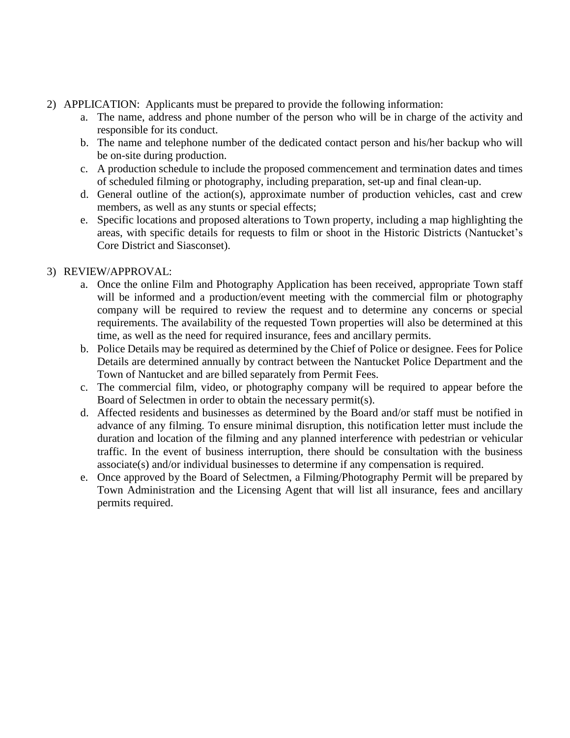2) APPLICATION: Applicants must be prepared to provide the following information:
    a. The name, address and phone number of the person who will be in charge of the activity and responsible for its conduct.
    b. The name and telephone number of the dedicated contact person and his/her backup who will be on-site during production.
    c. A production schedule to include the proposed commencement and termination dates and times of scheduled filming or photography, including preparation, set-up and final clean-up.
    d. General outline of the action(s), approximate number of production vehicles, cast and crew members, as well as any stunts or special effects;
    e. Specific locations and proposed alterations to Town property, including a map highlighting the areas, with specific details for requests to film or shoot in the Historic Districts (Nantucket's Core District and Siasconset).

3) REVIEW/APPROVAL:
    a. Once the online Film and Photography Application has been received, appropriate Town staff will be informed and a production/event meeting with the commercial film or photography company will be required to review the request and to determine any concerns or special requirements. The availability of the requested Town properties will also be determined at this time, as well as the need for required insurance, fees and ancillary permits.
    b. Police Details may be required as determined by the Chief of Police or designee. Fees for Police Details are determined annually by contract between the Nantucket Police Department and the Town of Nantucket and are billed separately from Permit Fees.
    c. The commercial film, video, or photography company will be required to appear before the Board of Selectmen in order to obtain the necessary permit(s).
    d. Affected residents and businesses as determined by the Board and/or staff must be notified in advance of any filming. To ensure minimal disruption, this notification letter must include the duration and location of the filming and any planned interference with pedestrian or vehicular traffic. In the event of business interruption, there should be consultation with the business associate(s) and/or individual businesses to determine if any compensation is required.
    e. Once approved by the Board of Selectmen, a Filming/Photography Permit will be prepared by Town Administration and the Licensing Agent that will list all insurance, fees and ancillary permits required.